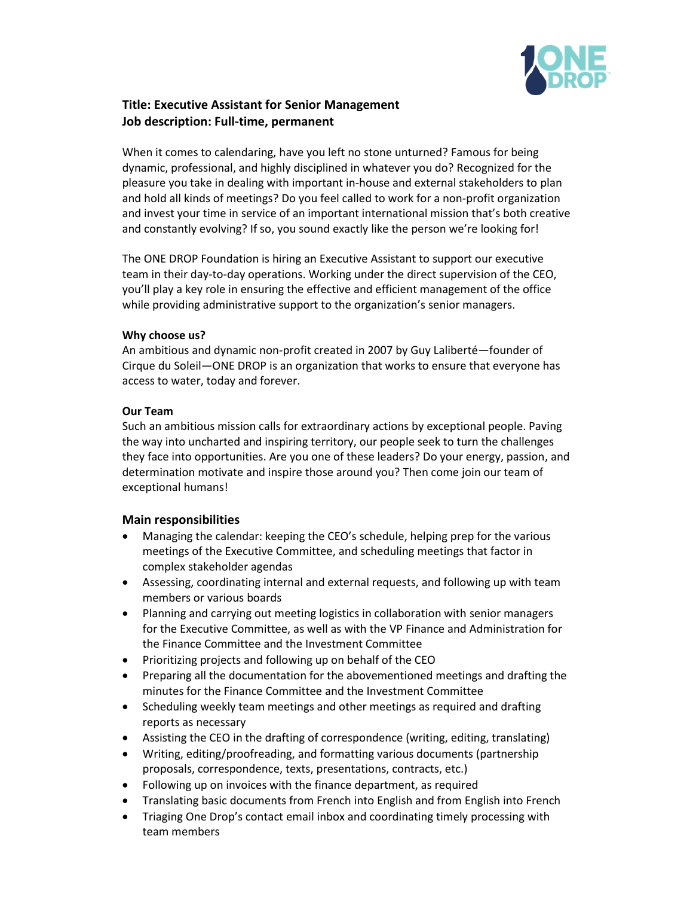**Title: Executive Assistant for Senior Management**
**Job description: Full-time, permanent**

When it comes to calendaring, have you left no stone unturned? Famous for being dynamic, professional, and highly disciplined in whatever you do? Recognized for the pleasure you take in dealing with important in-house and external stakeholders to plan and hold all kinds of meetings? Do you feel called to work for a non-profit organization and invest your time in service of an important international mission that's both creative and constantly evolving? If so, you sound exactly like the person we're looking for!

The ONE DROP Foundation is hiring an Executive Assistant to support our executive team in their day-to-day operations. Working under the direct supervision of the CEO, you'll play a key role in ensuring the effective and efficient management of the office while providing administrative support to the organization's senior managers.

**Why choose us?**

An ambitious and dynamic non-profit created in 2007 by Guy Laliberté—founder of Cirque du Soleil—ONE DROP is an organization that works to ensure that everyone has access to water, today and forever.

**Our Team**

Such an ambitious mission calls for extraordinary actions by exceptional people. Paving the way into uncharted and inspiring territory, our people seek to turn the challenges they face into opportunities. Are you one of these leaders? Do your energy, passion, and determination motivate and inspire those around you? Then come join our team of exceptional humans!

## Main responsibilities

- Managing the calendar: keeping the CEO's schedule, helping prep for the various meetings of the Executive Committee, and scheduling meetings that factor in complex stakeholder agendas
- Assessing, coordinating internal and external requests, and following up with team members or various boards
- Planning and carrying out meeting logistics in collaboration with senior managers for the Executive Committee, as well as with the VP Finance and Administration for the Finance Committee and the Investment Committee
- Prioritizing projects and following up on behalf of the CEO
- Preparing all the documentation for the abovementioned meetings and drafting the minutes for the Finance Committee and the Investment Committee
- Scheduling weekly team meetings and other meetings as required and drafting reports as necessary
- Assisting the CEO in the drafting of correspondence (writing, editing, translating)
- Writing, editing/proofreading, and formatting various documents (partnership proposals, correspondence, texts, presentations, contracts, etc.)
- Following up on invoices with the finance department, as required
- Translating basic documents from French into English and from English into French
- Triaging One Drop's contact email inbox and coordinating timely processing with team members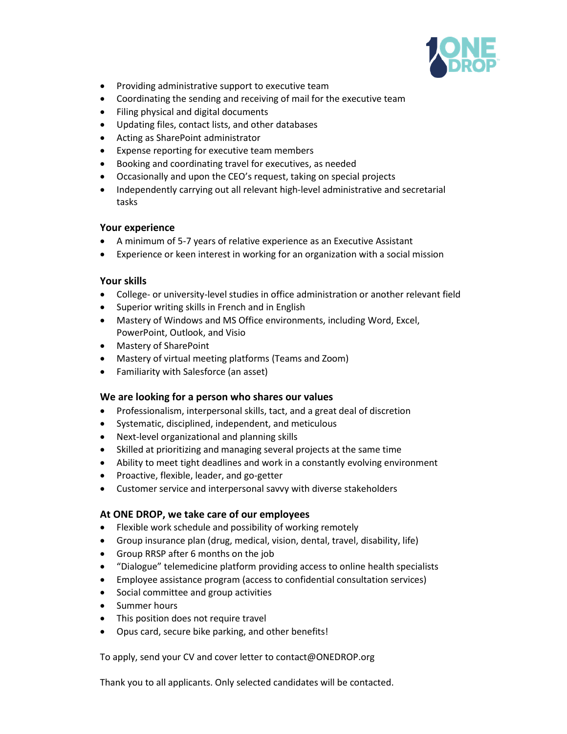- Providing administrative support to executive team
- Coordinating the sending and receiving of mail for the executive team
- Filing physical and digital documents
- Updating files, contact lists, and other databases
- Acting as SharePoint administrator
- Expense reporting for executive team members
- Booking and coordinating travel for executives, as needed
- Occasionally and upon the CEO's request, taking on special projects
- Independently carrying out all relevant high-level administrative and secretarial tasks

### Your experience

- A minimum of 5-7 years of relative experience as an Executive Assistant
- Experience or keen interest in working for an organization with a social mission

### Your skills

- College- or university-level studies in office administration or another relevant field
- Superior writing skills in French and in English
- Mastery of Windows and MS Office environments, including Word, Excel, PowerPoint, Outlook, and Visio
- Mastery of SharePoint
- Mastery of virtual meeting platforms (Teams and Zoom)
- Familiarity with Salesforce (an asset)

### We are looking for a person who shares our values

- Professionalism, interpersonal skills, tact, and a great deal of discretion
- Systematic, disciplined, independent, and meticulous
- Next-level organizational and planning skills
- Skilled at prioritizing and managing several projects at the same time
- Ability to meet tight deadlines and work in a constantly evolving environment
- Proactive, flexible, leader, and go-getter
- Customer service and interpersonal savvy with diverse stakeholders

### At ONE DROP, we take care of our employees

- Flexible work schedule and possibility of working remotely
- Group insurance plan (drug, medical, vision, dental, travel, disability, life)
- Group RRSP after 6 months on the job
- "Dialogue" telemedicine platform providing access to online health specialists
- Employee assistance program (access to confidential consultation services)
- Social committee and group activities
- Summer hours
- This position does not require travel
- Opus card, secure bike parking, and other benefits!

To apply, send your CV and cover letter to contact@ONEDROP.org

Thank you to all applicants. Only selected candidates will be contacted.